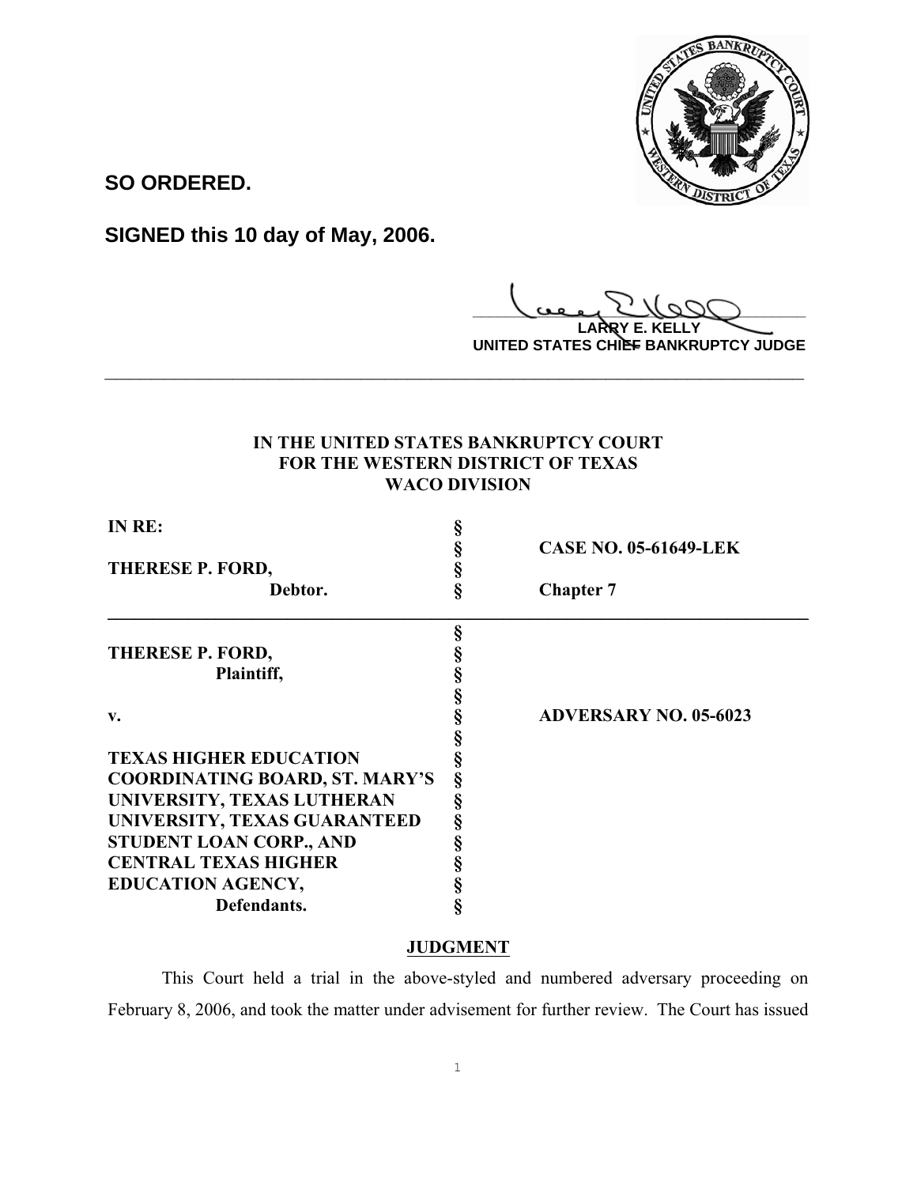**SO ORDERED.**

**SIGNED this 10 day of May, 2006.**

**LARRY E. KELLY**
**UNITED STATES CHIEF BANKRUPTCY JUDGE**

---

**IN THE UNITED STATES BANKRUPTCY COURT**
**FOR THE WESTERN DISTRICT OF TEXAS**
**WACO DIVISION**

| | | |
|---|---|---|
| **IN RE:** | § | |
| | § | **CASE NO. 05-61649-LEK** |
| **THERESE P. FORD,** | § | |
| **Debtor.** | § | **Chapter 7** |

| | | |
|---|---|---|
| | § | |
| **THERESE P. FORD,** | § | |
| **Plaintiff,** | § | |
| | § | |
| **v.** | § | **ADVERSARY NO. 05-6023** |
| | § | |
| **TEXAS HIGHER EDUCATION** | § | |
| **COORDINATING BOARD, ST. MARY'S** | § | |
| **UNIVERSITY, TEXAS LUTHERAN** | § | |
| **UNIVERSITY, TEXAS GUARANTEED** | § | |
| **STUDENT LOAN CORP., AND** | § | |
| **CENTRAL TEXAS HIGHER** | § | |
| **EDUCATION AGENCY,** | § | |
| **Defendants.** | § | |

**JUDGMENT**

This Court held a trial in the above-styled and numbered adversary proceeding on February 8, 2006, and took the matter under advisement for further review. The Court has issued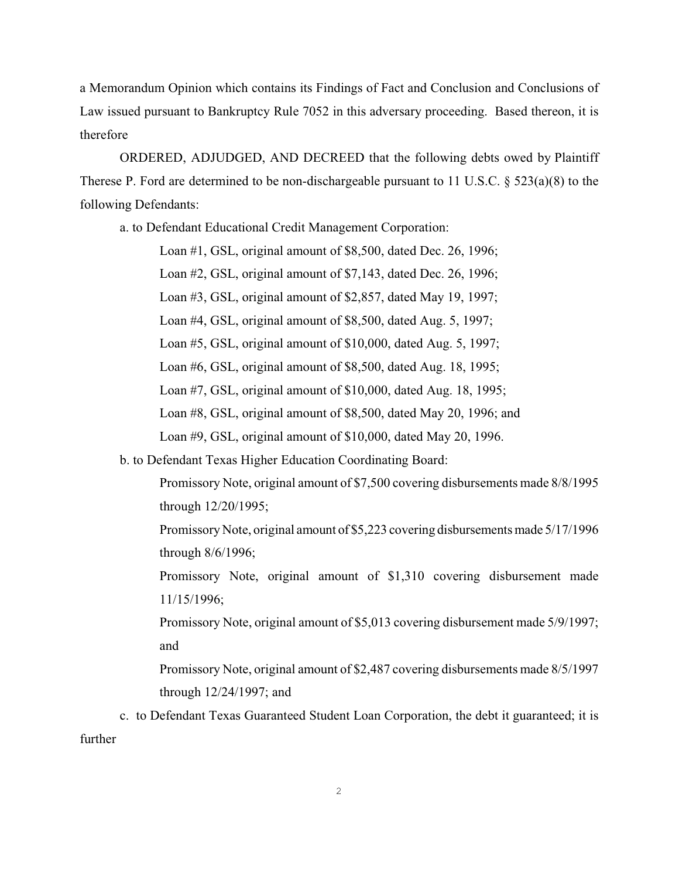a Memorandum Opinion which contains its Findings of Fact and Conclusion and Conclusions of Law issued pursuant to Bankruptcy Rule 7052 in this adversary proceeding. Based thereon, it is therefore

ORDERED, ADJUDGED, AND DECREED that the following debts owed by Plaintiff Therese P. Ford are determined to be non-dischargeable pursuant to 11 U.S.C. § 523(a)(8) to the following Defendants:

a. to Defendant Educational Credit Management Corporation:

Loan #1, GSL, original amount of $8,500, dated Dec. 26, 1996;

Loan #2, GSL, original amount of $7,143, dated Dec. 26, 1996;

Loan #3, GSL, original amount of $2,857, dated May 19, 1997;

Loan #4, GSL, original amount of $8,500, dated Aug. 5, 1997;

Loan #5, GSL, original amount of $10,000, dated Aug. 5, 1997;

Loan #6, GSL, original amount of $8,500, dated Aug. 18, 1995;

Loan #7, GSL, original amount of $10,000, dated Aug. 18, 1995;

Loan #8, GSL, original amount of $8,500, dated May 20, 1996; and

Loan #9, GSL, original amount of $10,000, dated May 20, 1996.

b. to Defendant Texas Higher Education Coordinating Board:

Promissory Note, original amount of $7,500 covering disbursements made 8/8/1995 through 12/20/1995;

Promissory Note, original amount of $5,223 covering disbursements made 5/17/1996 through 8/6/1996;

Promissory Note, original amount of $1,310 covering disbursement made 11/15/1996;

Promissory Note, original amount of $5,013 covering disbursement made 5/9/1997; and

Promissory Note, original amount of $2,487 covering disbursements made 8/5/1997 through 12/24/1997; and

c. to Defendant Texas Guaranteed Student Loan Corporation, the debt it guaranteed; it is further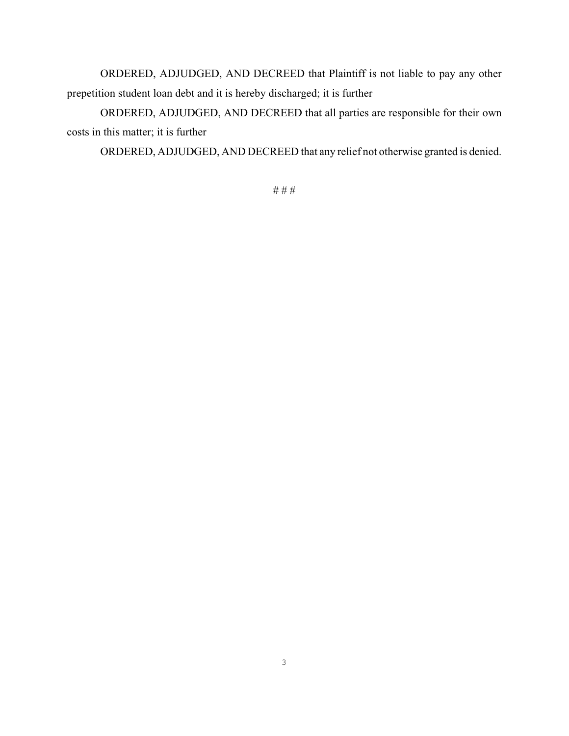ORDERED, ADJUDGED, AND DECREED that Plaintiff is not liable to pay any other prepetition student loan debt and it is hereby discharged; it is further

ORDERED, ADJUDGED, AND DECREED that all parties are responsible for their own costs in this matter; it is further

ORDERED, ADJUDGED, AND DECREED that any relief not otherwise granted is denied.

# # #